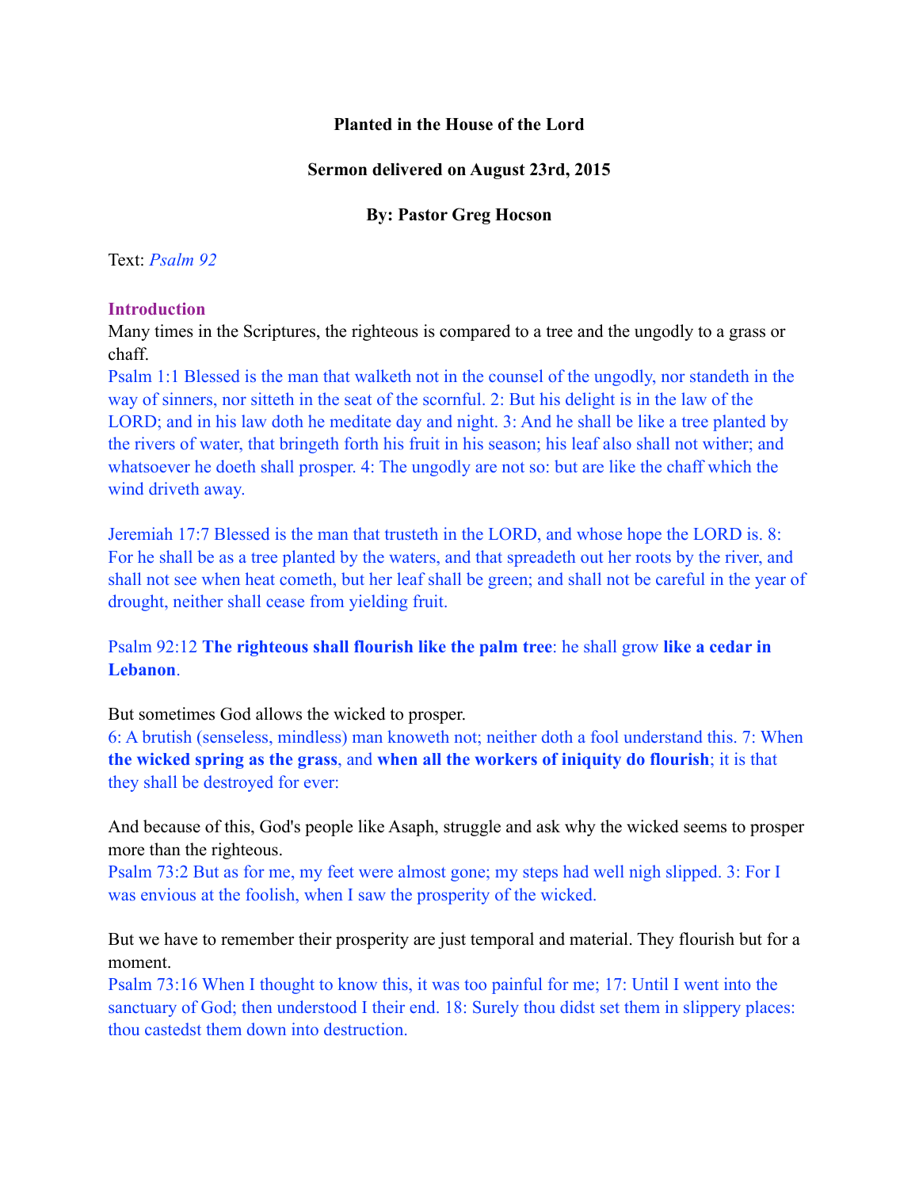**Planted in the House of the Lord**

**Sermon delivered on August 23rd, 2015**

**By: Pastor Greg Hocson**

Text: *Psalm 92*

## Introduction

Many times in the Scriptures, the righteous is compared to a tree and the ungodly to a grass or chaff.

Psalm 1:1 Blessed is the man that walketh not in the counsel of the ungodly, nor standeth in the way of sinners, nor sitteth in the seat of the scornful. 2: But his delight is in the law of the LORD; and in his law doth he meditate day and night. 3: And he shall be like a tree planted by the rivers of water, that bringeth forth his fruit in his season; his leaf also shall not wither; and whatsoever he doeth shall prosper. 4: The ungodly are not so: but are like the chaff which the wind driveth away.

Jeremiah 17:7 Blessed is the man that trusteth in the LORD, and whose hope the LORD is. 8: For he shall be as a tree planted by the waters, and that spreadeth out her roots by the river, and shall not see when heat cometh, but her leaf shall be green; and shall not be careful in the year of drought, neither shall cease from yielding fruit.

Psalm 92:12 **The righteous shall flourish like the palm tree**: he shall grow **like a cedar in Lebanon**.

But sometimes God allows the wicked to prosper.

6: A brutish (senseless, mindless) man knoweth not; neither doth a fool understand this. 7: When **the wicked spring as the grass**, and **when all the workers of iniquity do flourish**; it is that they shall be destroyed for ever:

And because of this, God's people like Asaph, struggle and ask why the wicked seems to prosper more than the righteous.

Psalm 73:2 But as for me, my feet were almost gone; my steps had well nigh slipped. 3: For I was envious at the foolish, when I saw the prosperity of the wicked.

But we have to remember their prosperity are just temporal and material. They flourish but for a moment.

Psalm 73:16 When I thought to know this, it was too painful for me; 17: Until I went into the sanctuary of God; then understood I their end. 18: Surely thou didst set them in slippery places: thou castedst them down into destruction.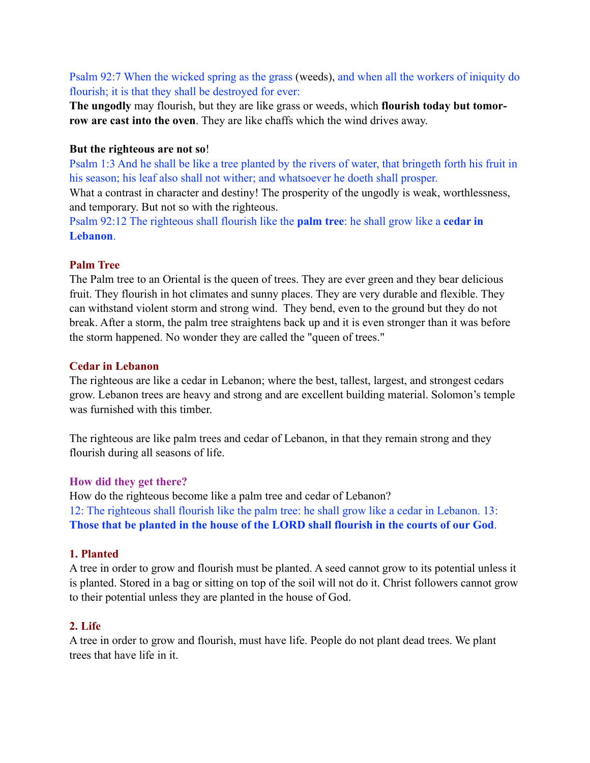Psalm 92:7 When the wicked spring as the grass (weeds), and when all the workers of iniquity do flourish; it is that they shall be destroyed for ever:

**The ungodly** may flourish, but they are like grass or weeds, which **flourish today but tomorrow are cast into the oven**. They are like chaffs which the wind drives away.

**But the righteous are not so**!

Psalm 1:3 And he shall be like a tree planted by the rivers of water, that bringeth forth his fruit in his season; his leaf also shall not wither; and whatsoever he doeth shall prosper.

What a contrast in character and destiny! The prosperity of the ungodly is weak, worthlessness, and temporary. But not so with the righteous.

Psalm 92:12 The righteous shall flourish like the **palm tree**: he shall grow like a **cedar in Lebanon**.

### Palm Tree

The Palm tree to an Oriental is the queen of trees. They are ever green and they bear delicious fruit. They flourish in hot climates and sunny places. They are very durable and flexible. They can withstand violent storm and strong wind. They bend, even to the ground but they do not break. After a storm, the palm tree straightens back up and it is even stronger than it was before the storm happened. No wonder they are called the "queen of trees."

### Cedar in Lebanon

The righteous are like a cedar in Lebanon; where the best, tallest, largest, and strongest cedars grow. Lebanon trees are heavy and strong and are excellent building material. Solomon's temple was furnished with this timber.

The righteous are like palm trees and cedar of Lebanon, in that they remain strong and they flourish during all seasons of life.

### How did they get there?

How do the righteous become like a palm tree and cedar of Lebanon?

12: The righteous shall flourish like the palm tree: he shall grow like a cedar in Lebanon. 13: **Those that be planted in the house of the LORD shall flourish in the courts of our God**.

### 1. Planted

A tree in order to grow and flourish must be planted. A seed cannot grow to its potential unless it is planted. Stored in a bag or sitting on top of the soil will not do it. Christ followers cannot grow to their potential unless they are planted in the house of God.

### 2. Life

A tree in order to grow and flourish, must have life. People do not plant dead trees. We plant trees that have life in it.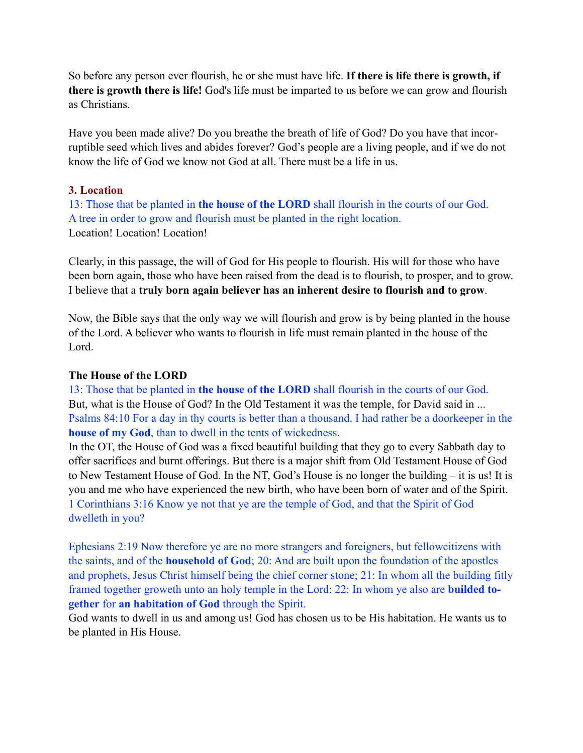So before any person ever flourish, he or she must have life. **If there is life there is growth, if there is growth there is life!** God's life must be imparted to us before we can grow and flourish as Christians.

Have you been made alive? Do you breathe the breath of life of God? Do you have that incorruptible seed which lives and abides forever? God's people are a living people, and if we do not know the life of God we know not God at all. There must be a life in us.

### 3. Location

13: Those that be planted in **the house of the LORD** shall flourish in the courts of our God.
A tree in order to grow and flourish must be planted in the right location.
Location! Location! Location!

Clearly, in this passage, the will of God for His people to flourish. His will for those who have been born again, those who have been raised from the dead is to flourish, to prosper, and to grow. I believe that a **truly born again believer has an inherent desire to flourish and to grow**.

Now, the Bible says that the only way we will flourish and grow is by being planted in the house of the Lord. A believer who wants to flourish in life must remain planted in the house of the Lord.

**The House of the LORD**

13: Those that be planted in **the house of the LORD** shall flourish in the courts of our God.
But, what is the House of God? In the Old Testament it was the temple, for David said in ...
Psalms 84:10 For a day in thy courts is better than a thousand. I had rather be a doorkeeper in the **house of my God**, than to dwell in the tents of wickedness.
In the OT, the House of God was a fixed beautiful building that they go to every Sabbath day to offer sacrifices and burnt offerings. But there is a major shift from Old Testament House of God to New Testament House of God. In the NT, God's House is no longer the building – it is us! It is you and me who have experienced the new birth, who have been born of water and of the Spirit.
1 Corinthians 3:16 Know ye not that ye are the temple of God, and that the Spirit of God dwelleth in you?

Ephesians 2:19 Now therefore ye are no more strangers and foreigners, but fellowcitizens with the saints, and of the **household of God**; 20: And are built upon the foundation of the apostles and prophets, Jesus Christ himself being the chief corner stone; 21: In whom all the building fitly framed together groweth unto an holy temple in the Lord: 22: In whom ye also are **builded together** for **an habitation of God** through the Spirit.
God wants to dwell in us and among us! God has chosen us to be His habitation. He wants us to be planted in His House.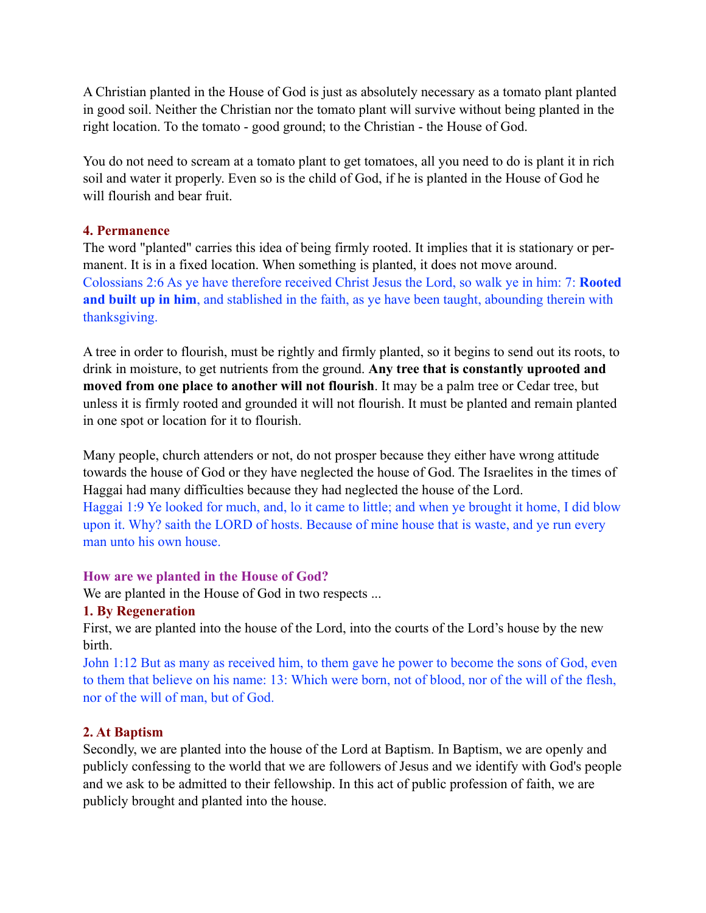A Christian planted in the House of God is just as absolutely necessary as a tomato plant planted in good soil. Neither the Christian nor the tomato plant will survive without being planted in the right location. To the tomato - good ground; to the Christian - the House of God.

You do not need to scream at a tomato plant to get tomatoes, all you need to do is plant it in rich soil and water it properly. Even so is the child of God, if he is planted in the House of God he will flourish and bear fruit.

### 4. Permanence

The word "planted" carries this idea of being firmly rooted. It implies that it is stationary or permanent. It is in a fixed location. When something is planted, it does not move around.

Colossians 2:6 As ye have therefore received Christ Jesus the Lord, so walk ye in him: 7: **Rooted and built up in him**, and stablished in the faith, as ye have been taught, abounding therein with thanksgiving.

A tree in order to flourish, must be rightly and firmly planted, so it begins to send out its roots, to drink in moisture, to get nutrients from the ground. **Any tree that is constantly uprooted and moved from one place to another will not flourish**. It may be a palm tree or Cedar tree, but unless it is firmly rooted and grounded it will not flourish. It must be planted and remain planted in one spot or location for it to flourish.

Many people, church attenders or not, do not prosper because they either have wrong attitude towards the house of God or they have neglected the house of God. The Israelites in the times of Haggai had many difficulties because they had neglected the house of the Lord.

Haggai 1:9 Ye looked for much, and, lo it came to little; and when ye brought it home, I did blow upon it. Why? saith the LORD of hosts. Because of mine house that is waste, and ye run every man unto his own house.

### How are we planted in the House of God?

We are planted in the House of God in two respects ...

### 1. By Regeneration

First, we are planted into the house of the Lord, into the courts of the Lord's house by the new birth.

John 1:12 But as many as received him, to them gave he power to become the sons of God, even to them that believe on his name: 13: Which were born, not of blood, nor of the will of the flesh, nor of the will of man, but of God.

### 2. At Baptism

Secondly, we are planted into the house of the Lord at Baptism. In Baptism, we are openly and publicly confessing to the world that we are followers of Jesus and we identify with God's people and we ask to be admitted to their fellowship. In this act of public profession of faith, we are publicly brought and planted into the house.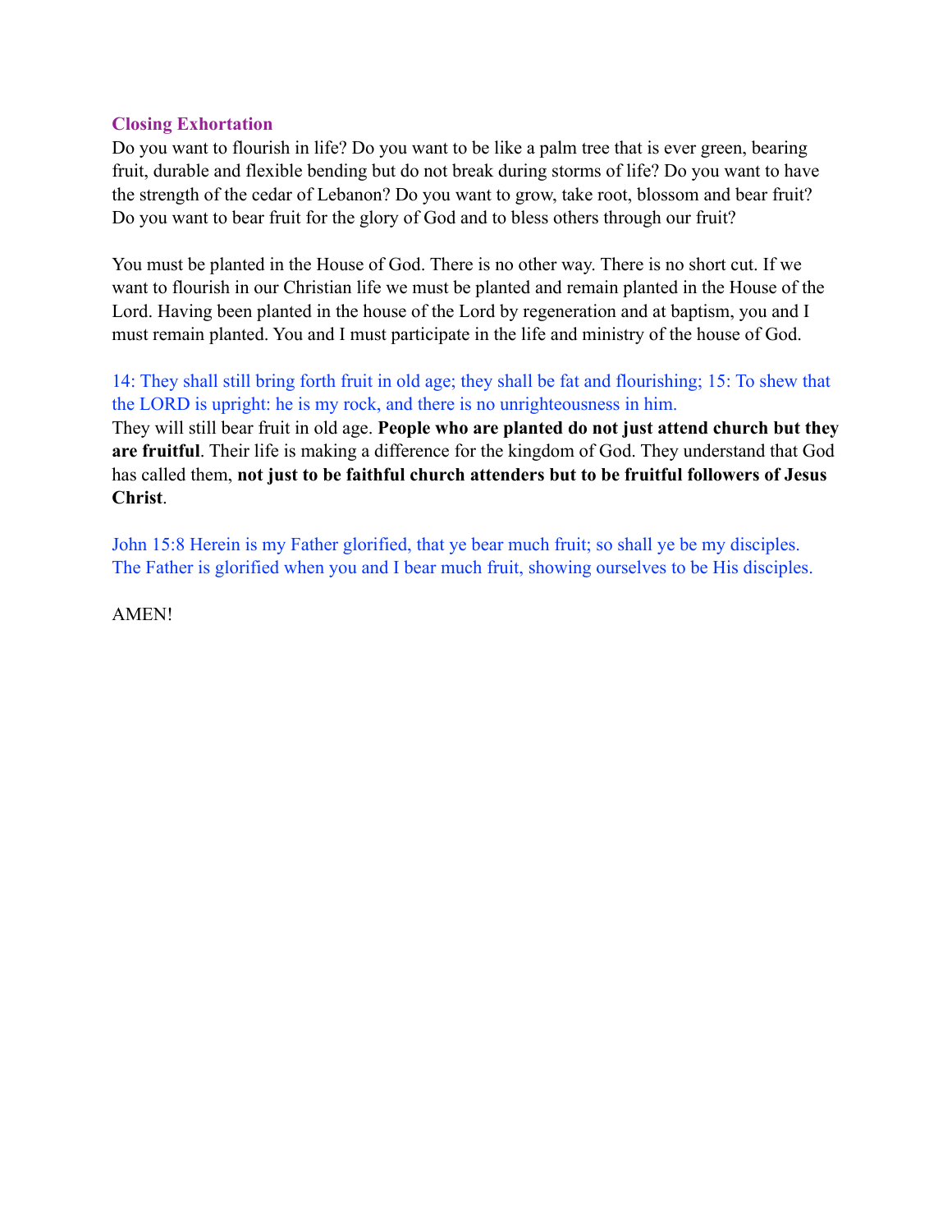### Closing Exhortation

Do you want to flourish in life? Do you want to be like a palm tree that is ever green, bearing fruit, durable and flexible bending but do not break during storms of life? Do you want to have the strength of the cedar of Lebanon? Do you want to grow, take root, blossom and bear fruit? Do you want to bear fruit for the glory of God and to bless others through our fruit?

You must be planted in the House of God. There is no other way. There is no short cut. If we want to flourish in our Christian life we must be planted and remain planted in the House of the Lord. Having been planted in the house of the Lord by regeneration and at baptism, you and I must remain planted. You and I must participate in the life and ministry of the house of God.

14: They shall still bring forth fruit in old age; they shall be fat and flourishing; 15: To shew that the LORD is upright: he is my rock, and there is no unrighteousness in him.
They will still bear fruit in old age. **People who are planted do not just attend church but they are fruitful**. Their life is making a difference for the kingdom of God. They understand that God has called them, **not just to be faithful church attenders but to be fruitful followers of Jesus Christ**.

John 15:8 Herein is my Father glorified, that ye bear much fruit; so shall ye be my disciples.
The Father is glorified when you and I bear much fruit, showing ourselves to be His disciples.

AMEN!